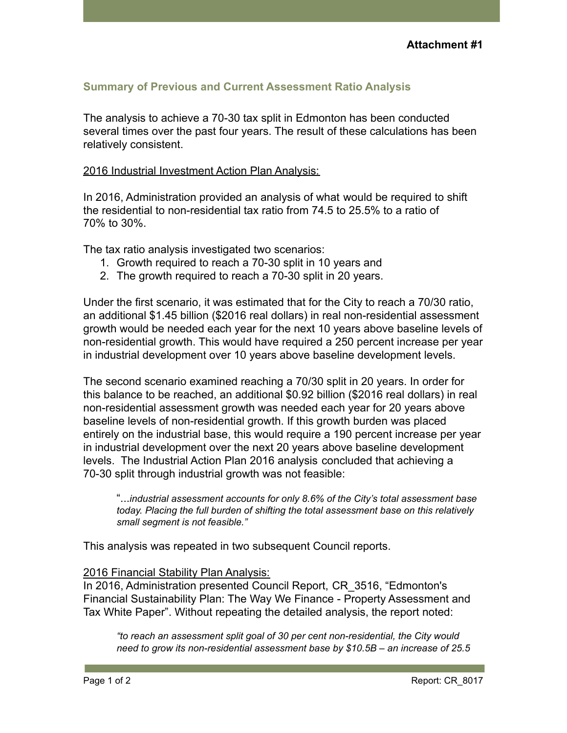**Attachment #1**

## Summary of Previous and Current Assessment Ratio Analysis

The analysis to achieve a 70-30 tax split in Edmonton has been conducted several times over the past four years. The result of these calculations has been relatively consistent.

2016 Industrial Investment Action Plan Analysis:

In 2016, Administration provided an analysis of what would be required to shift the residential to non-residential tax ratio from 74.5 to 25.5% to a ratio of 70% to 30%.

The tax ratio analysis investigated two scenarios:

1. Growth required to reach a 70-30 split in 10 years and
2. The growth required to reach a 70-30 split in 20 years.

Under the first scenario, it was estimated that for the City to reach a 70/30 ratio, an additional $1.45 billion ($2016 real dollars) in real non-residential assessment growth would be needed each year for the next 10 years above baseline levels of non-residential growth. This would have required a 250 percent increase per year in industrial development over 10 years above baseline development levels.

The second scenario examined reaching a 70/30 split in 20 years. In order for this balance to be reached, an additional $0.92 billion ($2016 real dollars) in real non-residential assessment growth was needed each year for 20 years above baseline levels of non-residential growth. If this growth burden was placed entirely on the industrial base, this would require a 190 percent increase per year in industrial development over the next 20 years above baseline development levels. The Industrial Action Plan 2016 analysis concluded that achieving a 70-30 split through industrial growth was not feasible:

> "...*industrial assessment accounts for only 8.6% of the City's total assessment base today. Placing the full burden of shifting the total assessment base on this relatively small segment is not feasible."*

This analysis was repeated in two subsequent Council reports.

2016 Financial Stability Plan Analysis:
In 2016, Administration presented Council Report, CR_3516, "Edmonton's Financial Sustainability Plan: The Way We Finance - Property Assessment and Tax White Paper". Without repeating the detailed analysis, the report noted:

> *"to reach an assessment split goal of 30 per cent non-residential, the City would need to grow its non-residential assessment base by $10.5B – an increase of 25.5*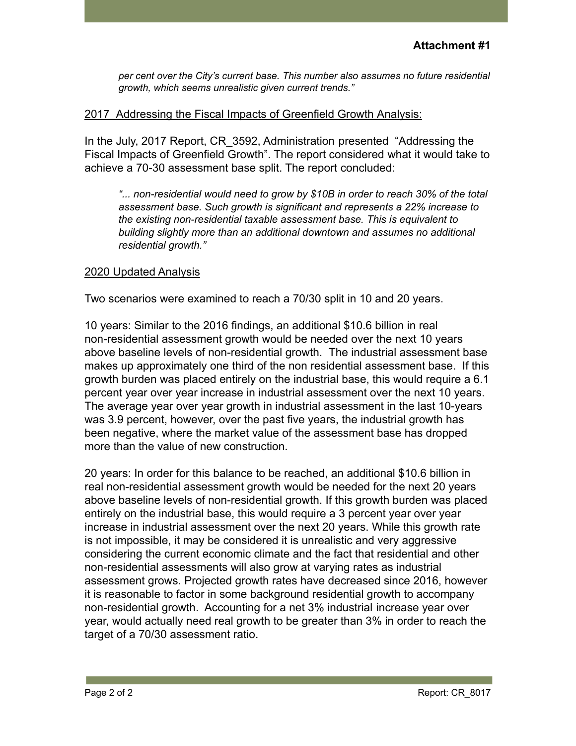**Attachment #1**

> *per cent over the City's current base. This number also assumes no future residential growth, which seems unrealistic given current trends."*

2017 Addressing the Fiscal Impacts of Greenfield Growth Analysis:

In the July, 2017 Report, CR_3592, Administration presented "Addressing the Fiscal Impacts of Greenfield Growth". The report considered what it would take to achieve a 70-30 assessment base split. The report concluded:

> *"... non-residential would need to grow by $10B in order to reach 30% of the total assessment base. Such growth is significant and represents a 22% increase to the existing non-residential taxable assessment base. This is equivalent to building slightly more than an additional downtown and assumes no additional residential growth."*

2020 Updated Analysis

Two scenarios were examined to reach a 70/30 split in 10 and 20 years.

10 years: Similar to the 2016 findings, an additional $10.6 billion in real non-residential assessment growth would be needed over the next 10 years above baseline levels of non-residential growth. The industrial assessment base makes up approximately one third of the non residential assessment base. If this growth burden was placed entirely on the industrial base, this would require a 6.1 percent year over year increase in industrial assessment over the next 10 years. The average year over year growth in industrial assessment in the last 10-years was 3.9 percent, however, over the past five years, the industrial growth has been negative, where the market value of the assessment base has dropped more than the value of new construction.

20 years: In order for this balance to be reached, an additional $10.6 billion in real non-residential assessment growth would be needed for the next 20 years above baseline levels of non-residential growth. If this growth burden was placed entirely on the industrial base, this would require a 3 percent year over year increase in industrial assessment over the next 20 years. While this growth rate is not impossible, it may be considered it is unrealistic and very aggressive considering the current economic climate and the fact that residential and other non-residential assessments will also grow at varying rates as industrial assessment grows. Projected growth rates have decreased since 2016, however it is reasonable to factor in some background residential growth to accompany non-residential growth. Accounting for a net 3% industrial increase year over year, would actually need real growth to be greater than 3% in order to reach the target of a 70/30 assessment ratio.